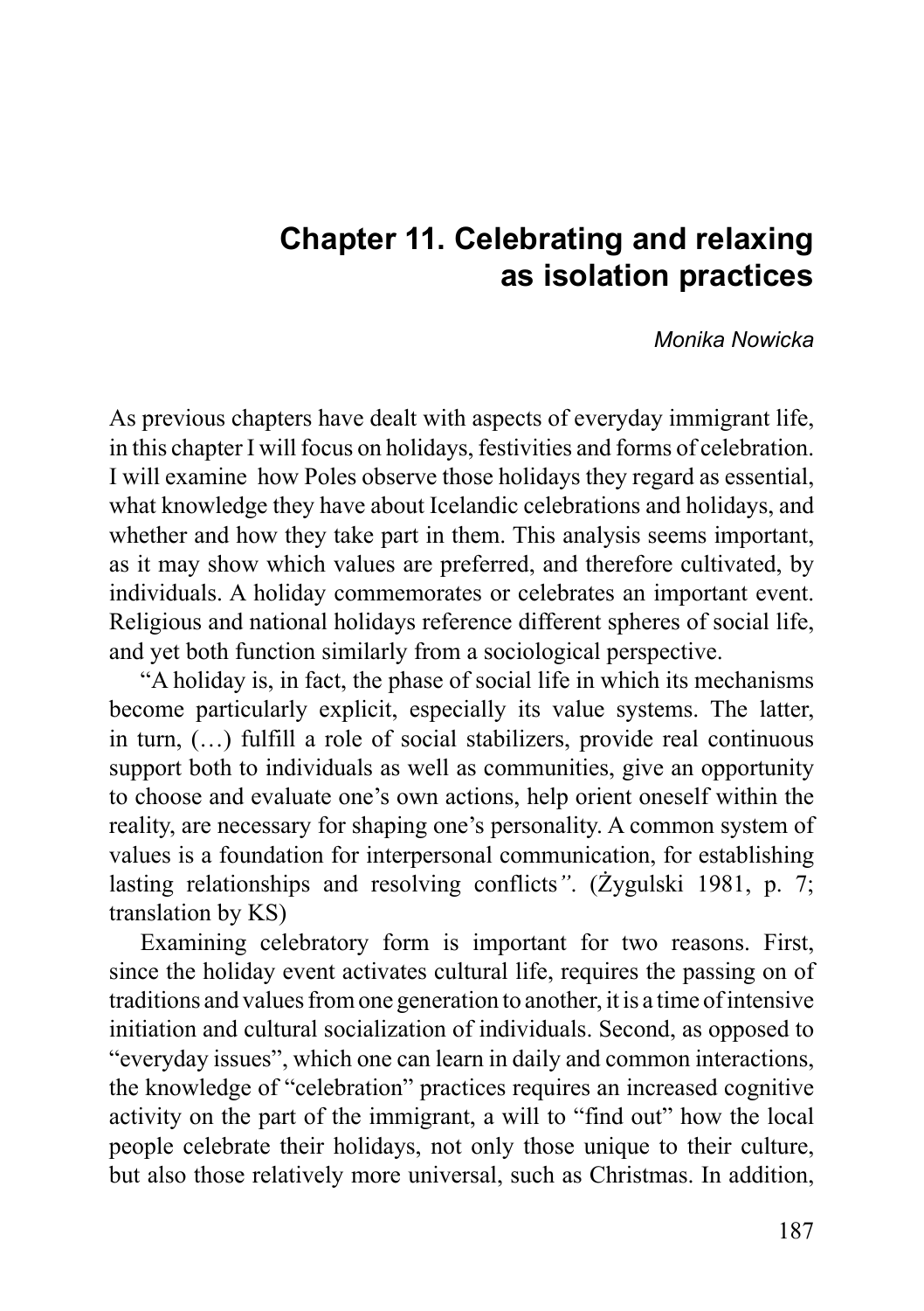# Chapter 11. Celebrating and relaxing as isolation practices

*Monika Nowicka*

As previous chapters have dealt with aspects of everyday immigrant life, in this chapter I will focus on holidays, festivities and forms of celebration. I will examine how Poles observe those holidays they regard as essential, what knowledge they have about Icelandic celebrations and holidays, and whether and how they take part in them. This analysis seems important, as it may show which values are preferred, and therefore cultivated, by individuals. A holiday commemorates or celebrates an important event. Religious and national holidays reference different spheres of social life, and yet both function similarly from a sociological perspective.

"A holiday is, in fact, the phase of social life in which its mechanisms become particularly explicit, especially its value systems. The latter, in turn, (…) fulfill a role of social stabilizers, provide real continuous support both to individuals as well as communities, give an opportunity to choose and evaluate one's own actions, help orient oneself within the reality, are necessary for shaping one's personality. A common system of values is a foundation for interpersonal communication, for establishing lasting relationships and resolving conflicts*"*. (Żygulski 1981, p. 7; translation by KS)

Examining celebratory form is important for two reasons. First, since the holiday event activates cultural life, requires the passing on of traditions and values from one generation to another, it is a time of intensive initiation and cultural socialization of individuals. Second, as opposed to "everyday issues", which one can learn in daily and common interactions, the knowledge of "celebration" practices requires an increased cognitive activity on the part of the immigrant, a will to "find out" how the local people celebrate their holidays, not only those unique to their culture, but also those relatively more universal, such as Christmas. In addition,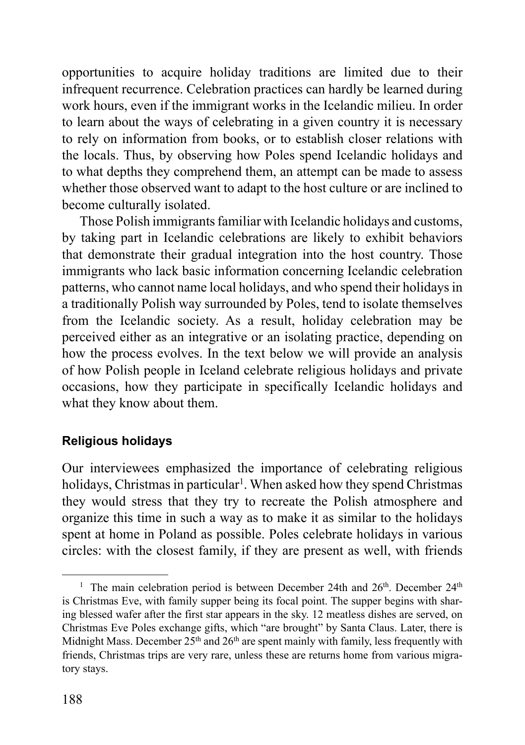opportunities to acquire holiday traditions are limited due to their infrequent recurrence. Celebration practices can hardly be learned during work hours, even if the immigrant works in the Icelandic milieu. In order to learn about the ways of celebrating in a given country it is necessary to rely on information from books, or to establish closer relations with the locals. Thus, by observing how Poles spend Icelandic holidays and to what depths they comprehend them, an attempt can be made to assess whether those observed want to adapt to the host culture or are inclined to become culturally isolated.

Those Polish immigrants familiar with Icelandic holidays and customs, by taking part in Icelandic celebrations are likely to exhibit behaviors that demonstrate their gradual integration into the host country. Those immigrants who lack basic information concerning Icelandic celebration patterns, who cannot name local holidays, and who spend their holidays in a traditionally Polish way surrounded by Poles, tend to isolate themselves from the Icelandic society. As a result, holiday celebration may be perceived either as an integrative or an isolating practice, depending on how the process evolves. In the text below we will provide an analysis of how Polish people in Iceland celebrate religious holidays and private occasions, how they participate in specifically Icelandic holidays and what they know about them.

### Religious holidays

Our interviewees emphasized the importance of celebrating religious holidays, Christmas in particular[1]. When asked how they spend Christmas they would stress that they try to recreate the Polish atmosphere and organize this time in such a way as to make it as similar to the holidays spent at home in Poland as possible. Poles celebrate holidays in various circles: with the closest family, if they are present as well, with friends

---

[1] The main celebration period is between December 24th and 26th. December 24th is Christmas Eve, with family supper being its focal point. The supper begins with sharing blessed wafer after the first star appears in the sky. 12 meatless dishes are served, on Christmas Eve Poles exchange gifts, which "are brought" by Santa Claus. Later, there is Midnight Mass. December 25th and 26th are spent mainly with family, less frequently with friends, Christmas trips are very rare, unless these are returns home from various migratory stays.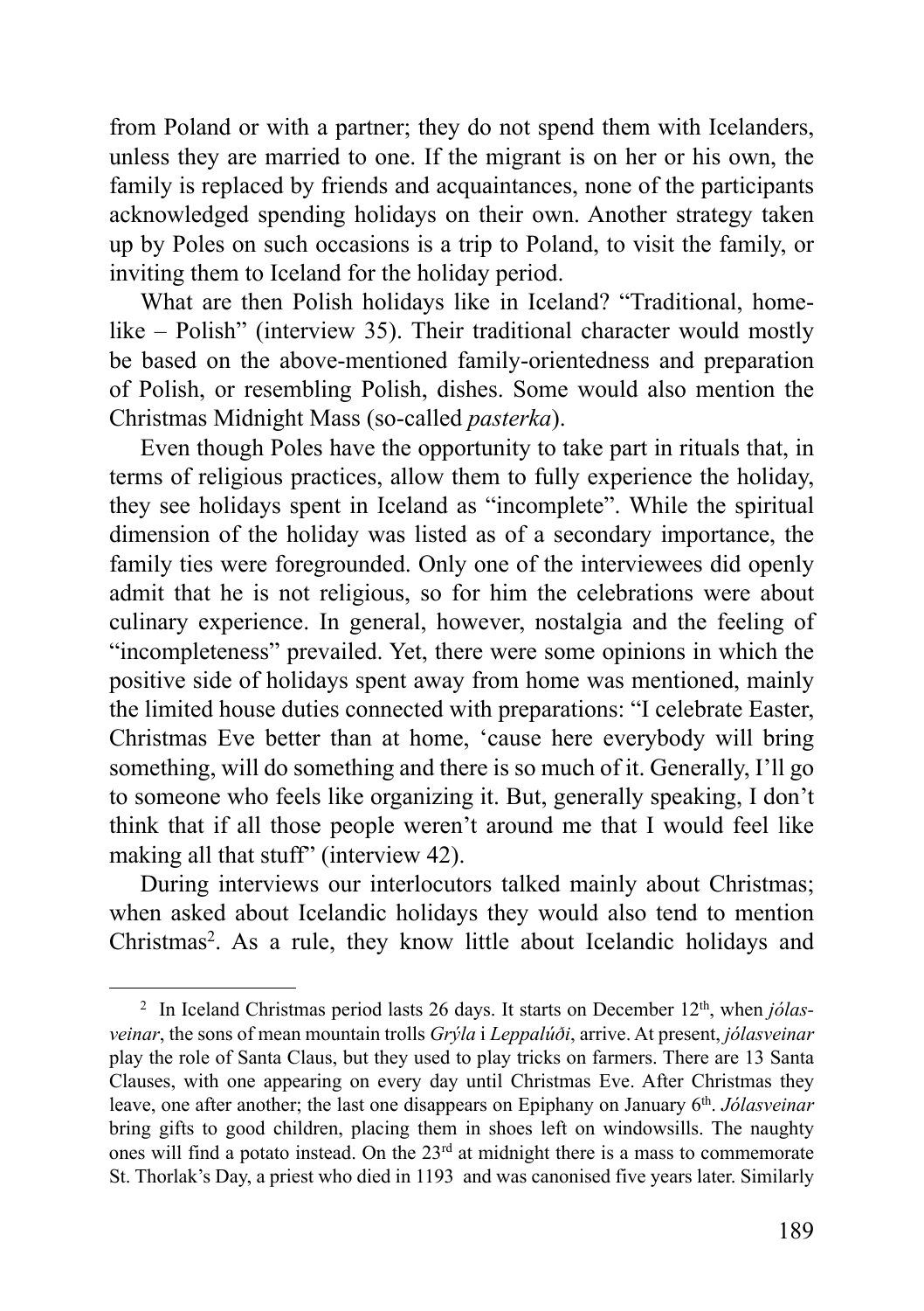from Poland or with a partner; they do not spend them with Icelanders, unless they are married to one. If the migrant is on her or his own, the family is replaced by friends and acquaintances, none of the participants acknowledged spending holidays on their own. Another strategy taken up by Poles on such occasions is a trip to Poland, to visit the family, or inviting them to Iceland for the holiday period.

What are then Polish holidays like in Iceland? "Traditional, home-like – Polish" (interview 35). Their traditional character would mostly be based on the above-mentioned family-orientedness and preparation of Polish, or resembling Polish, dishes. Some would also mention the Christmas Midnight Mass (so-called *pasterka*).

Even though Poles have the opportunity to take part in rituals that, in terms of religious practices, allow them to fully experience the holiday, they see holidays spent in Iceland as "incomplete". While the spiritual dimension of the holiday was listed as of a secondary importance, the family ties were foregrounded. Only one of the interviewees did openly admit that he is not religious, so for him the celebrations were about culinary experience. In general, however, nostalgia and the feeling of "incompleteness" prevailed. Yet, there were some opinions in which the positive side of holidays spent away from home was mentioned, mainly the limited house duties connected with preparations: "I celebrate Easter, Christmas Eve better than at home, 'cause here everybody will bring something, will do something and there is so much of it. Generally, I'll go to someone who feels like organizing it. But, generally speaking, I don't think that if all those people weren't around me that I would feel like making all that stuff" (interview 42).

During interviews our interlocutors talked mainly about Christmas; when asked about Icelandic holidays they would also tend to mention Christmas[2]. As a rule, they know little about Icelandic holidays and

---

[2] In Iceland Christmas period lasts 26 days. It starts on December 12th, when *jólasveinar*, the sons of mean mountain trolls *Grýla* i *Leppalúði*, arrive. At present, *jólasveinar* play the role of Santa Claus, but they used to play tricks on farmers. There are 13 Santa Clauses, with one appearing on every day until Christmas Eve. After Christmas they leave, one after another; the last one disappears on Epiphany on January 6th. *Jólasveinar* bring gifts to good children, placing them in shoes left on windowsills. The naughty ones will find a potato instead. On the 23rd at midnight there is a mass to commemorate St. Thorlak's Day, a priest who died in 1193 and was canonised five years later. Similarly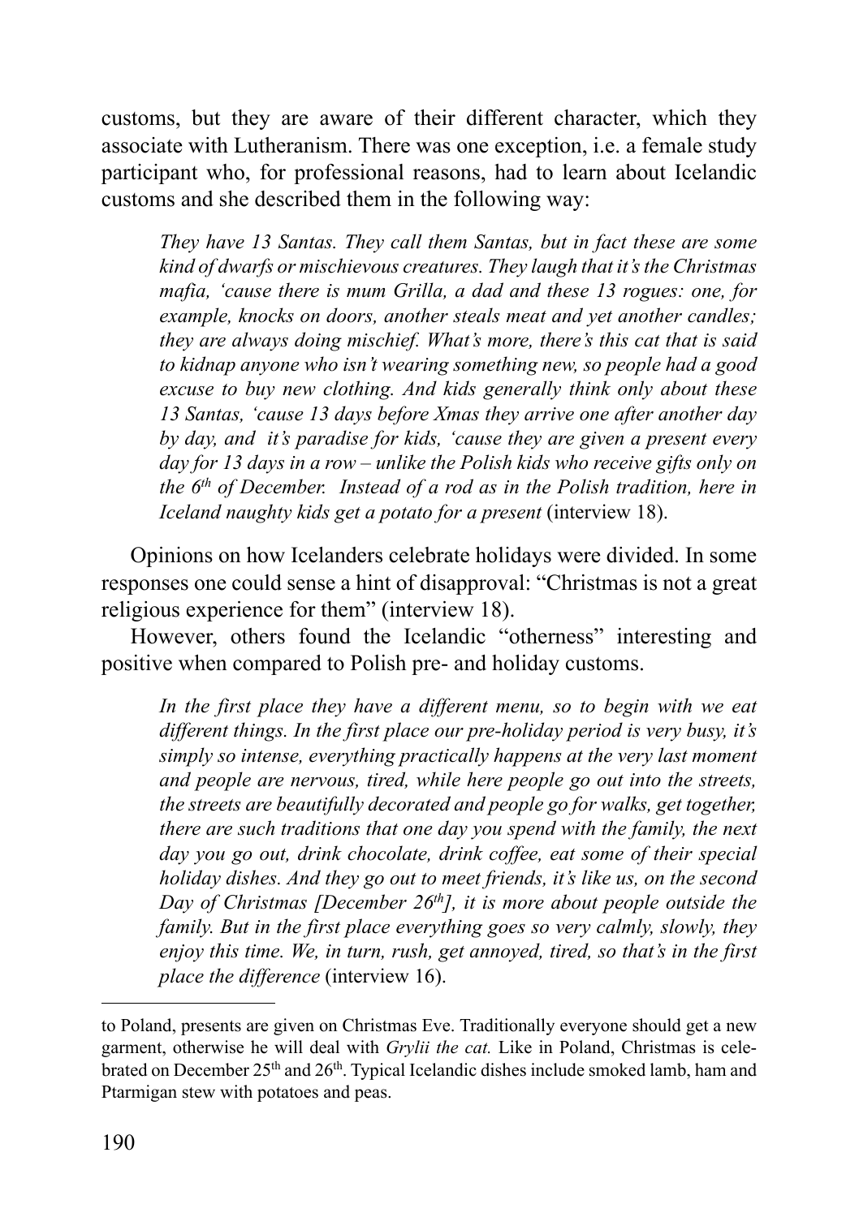customs, but they are aware of their different character, which they associate with Lutheranism. There was one exception, i.e. a female study participant who, for professional reasons, had to learn about Icelandic customs and she described them in the following way:

> *They have 13 Santas. They call them Santas, but in fact these are some kind of dwarfs or mischievous creatures. They laugh that it's the Christmas mafia, 'cause there is mum Grilla, a dad and these 13 rogues: one, for example, knocks on doors, another steals meat and yet another candles; they are always doing mischief. What's more, there's this cat that is said to kidnap anyone who isn't wearing something new, so people had a good excuse to buy new clothing. And kids generally think only about these 13 Santas, 'cause 13 days before Xmas they arrive one after another day by day, and it's paradise for kids, 'cause they are given a present every day for 13 days in a row – unlike the Polish kids who receive gifts only on the 6th of December. Instead of a rod as in the Polish tradition, here in Iceland naughty kids get a potato for a present* (interview 18).

Opinions on how Icelanders celebrate holidays were divided. In some responses one could sense a hint of disapproval: "Christmas is not a great religious experience for them" (interview 18).

However, others found the Icelandic "otherness" interesting and positive when compared to Polish pre- and holiday customs.

> *In the first place they have a different menu, so to begin with we eat different things. In the first place our pre-holiday period is very busy, it's simply so intense, everything practically happens at the very last moment and people are nervous, tired, while here people go out into the streets, the streets are beautifully decorated and people go for walks, get together, there are such traditions that one day you spend with the family, the next day you go out, drink chocolate, drink coffee, eat some of their special holiday dishes. And they go out to meet friends, it's like us, on the second Day of Christmas [December 26th], it is more about people outside the family. But in the first place everything goes so very calmly, slowly, they enjoy this time. We, in turn, rush, get annoyed, tired, so that's in the first place the difference* (interview 16).

---

to Poland, presents are given on Christmas Eve. Traditionally everyone should get a new garment, otherwise he will deal with *Grylii the cat.* Like in Poland, Christmas is celebrated on December 25th and 26th. Typical Icelandic dishes include smoked lamb, ham and Ptarmigan stew with potatoes and peas.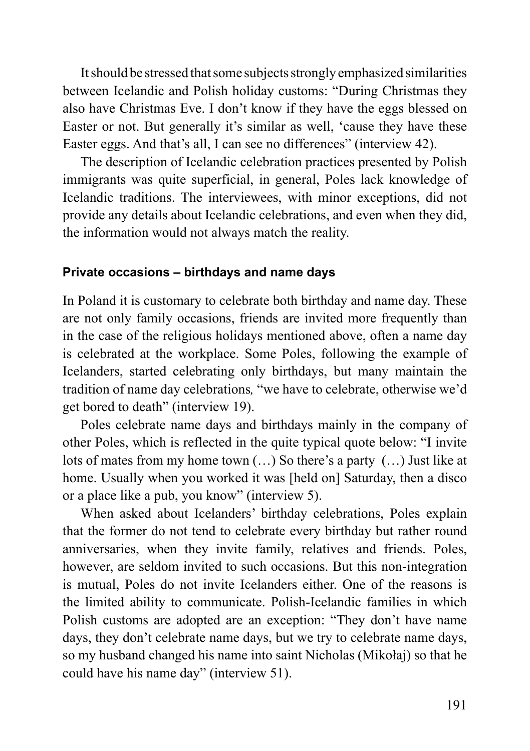It should be stressed that some subjects strongly emphasized similarities between Icelandic and Polish holiday customs: "During Christmas they also have Christmas Eve. I don't know if they have the eggs blessed on Easter or not. But generally it's similar as well, 'cause they have these Easter eggs. And that's all, I can see no differences" (interview 42).

The description of Icelandic celebration practices presented by Polish immigrants was quite superficial, in general, Poles lack knowledge of Icelandic traditions. The interviewees, with minor exceptions, did not provide any details about Icelandic celebrations, and even when they did, the information would not always match the reality.

#### Private occasions – birthdays and name days

In Poland it is customary to celebrate both birthday and name day. These are not only family occasions, friends are invited more frequently than in the case of the religious holidays mentioned above, often a name day is celebrated at the workplace. Some Poles, following the example of Icelanders, started celebrating only birthdays, but many maintain the tradition of name day celebrations, "we have to celebrate, otherwise we'd get bored to death" (interview 19).

Poles celebrate name days and birthdays mainly in the company of other Poles, which is reflected in the quite typical quote below: "I invite lots of mates from my home town (…) So there's a party (…) Just like at home. Usually when you worked it was [held on] Saturday, then a disco or a place like a pub, you know" (interview 5).

When asked about Icelanders' birthday celebrations, Poles explain that the former do not tend to celebrate every birthday but rather round anniversaries, when they invite family, relatives and friends. Poles, however, are seldom invited to such occasions. But this non-integration is mutual, Poles do not invite Icelanders either. One of the reasons is the limited ability to communicate. Polish-Icelandic families in which Polish customs are adopted are an exception: "They don't have name days, they don't celebrate name days, but we try to celebrate name days, so my husband changed his name into saint Nicholas (Mikołaj) so that he could have his name day" (interview 51).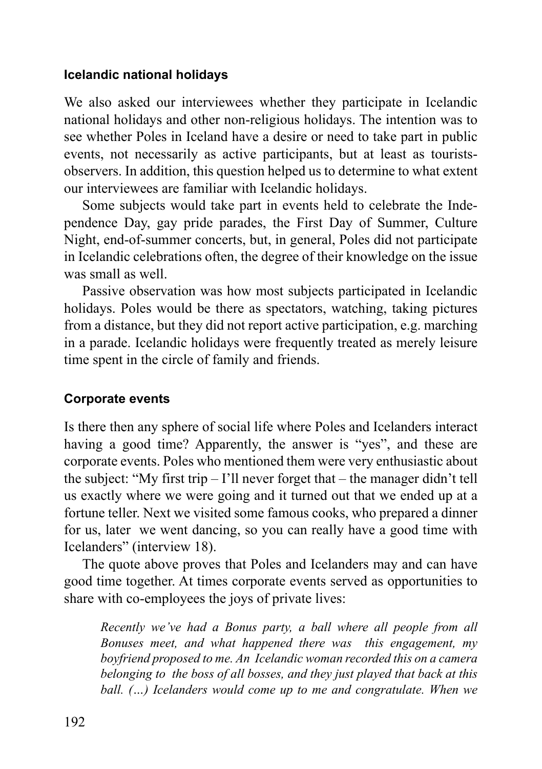### Icelandic national holidays

We also asked our interviewees whether they participate in Icelandic national holidays and other non-religious holidays. The intention was to see whether Poles in Iceland have a desire or need to take part in public events, not necessarily as active participants, but at least as tourists-observers. In addition, this question helped us to determine to what extent our interviewees are familiar with Icelandic holidays.

Some subjects would take part in events held to celebrate the Independence Day, gay pride parades, the First Day of Summer, Culture Night, end-of-summer concerts, but, in general, Poles did not participate in Icelandic celebrations often, the degree of their knowledge on the issue was small as well.

Passive observation was how most subjects participated in Icelandic holidays. Poles would be there as spectators, watching, taking pictures from a distance, but they did not report active participation, e.g. marching in a parade. Icelandic holidays were frequently treated as merely leisure time spent in the circle of family and friends.

### Corporate events

Is there then any sphere of social life where Poles and Icelanders interact having a good time? Apparently, the answer is "yes", and these are corporate events. Poles who mentioned them were very enthusiastic about the subject: "My first trip – I'll never forget that – the manager didn't tell us exactly where we were going and it turned out that we ended up at a fortune teller. Next we visited some famous cooks, who prepared a dinner for us, later we went dancing, so you can really have a good time with Icelanders" (interview 18).

The quote above proves that Poles and Icelanders may and can have good time together. At times corporate events served as opportunities to share with co-employees the joys of private lives:

> *Recently we've had a Bonus party, a ball where all people from all Bonuses meet, and what happened there was this engagement, my boyfriend proposed to me. An Icelandic woman recorded this on a camera belonging to the boss of all bosses, and they just played that back at this ball. (…) Icelanders would come up to me and congratulate. When we*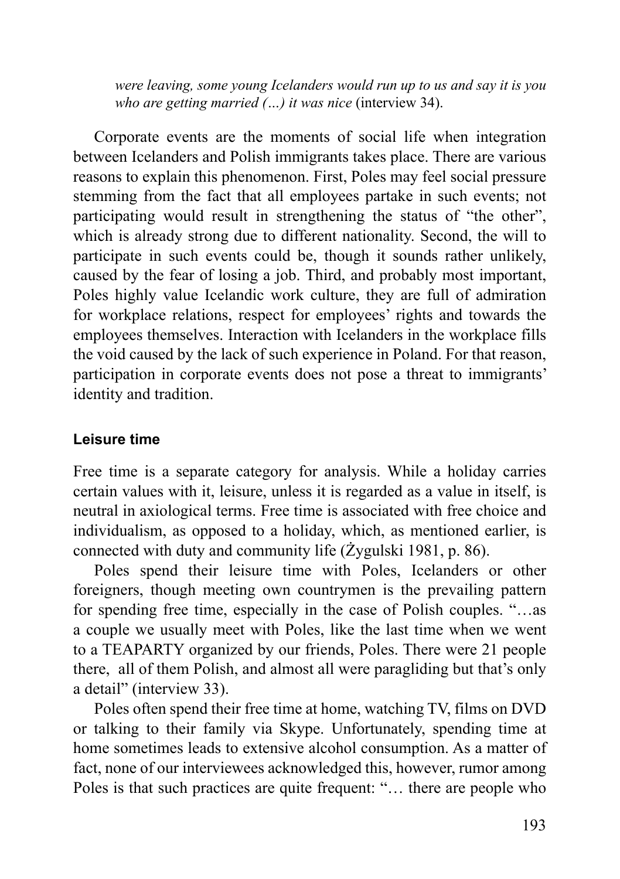*were leaving, some young Icelanders would run up to us and say it is you who are getting married (…) it was nice* (interview 34).

Corporate events are the moments of social life when integration between Icelanders and Polish immigrants takes place. There are various reasons to explain this phenomenon. First, Poles may feel social pressure stemming from the fact that all employees partake in such events; not participating would result in strengthening the status of "the other", which is already strong due to different nationality. Second, the will to participate in such events could be, though it sounds rather unlikely, caused by the fear of losing a job. Third, and probably most important, Poles highly value Icelandic work culture, they are full of admiration for workplace relations, respect for employees' rights and towards the employees themselves. Interaction with Icelanders in the workplace fills the void caused by the lack of such experience in Poland. For that reason, participation in corporate events does not pose a threat to immigrants' identity and tradition.

### Leisure time

Free time is a separate category for analysis. While a holiday carries certain values with it, leisure, unless it is regarded as a value in itself, is neutral in axiological terms. Free time is associated with free choice and individualism, as opposed to a holiday, which, as mentioned earlier, is connected with duty and community life (Żygulski 1981, p. 86).

Poles spend their leisure time with Poles, Icelanders or other foreigners, though meeting own countrymen is the prevailing pattern for spending free time, especially in the case of Polish couples. "…as a couple we usually meet with Poles, like the last time when we went to a TEAPARTY organized by our friends, Poles. There were 21 people there, all of them Polish, and almost all were paragliding but that's only a detail" (interview 33).

Poles often spend their free time at home, watching TV, films on DVD or talking to their family via Skype. Unfortunately, spending time at home sometimes leads to extensive alcohol consumption. As a matter of fact, none of our interviewees acknowledged this, however, rumor among Poles is that such practices are quite frequent: "… there are people who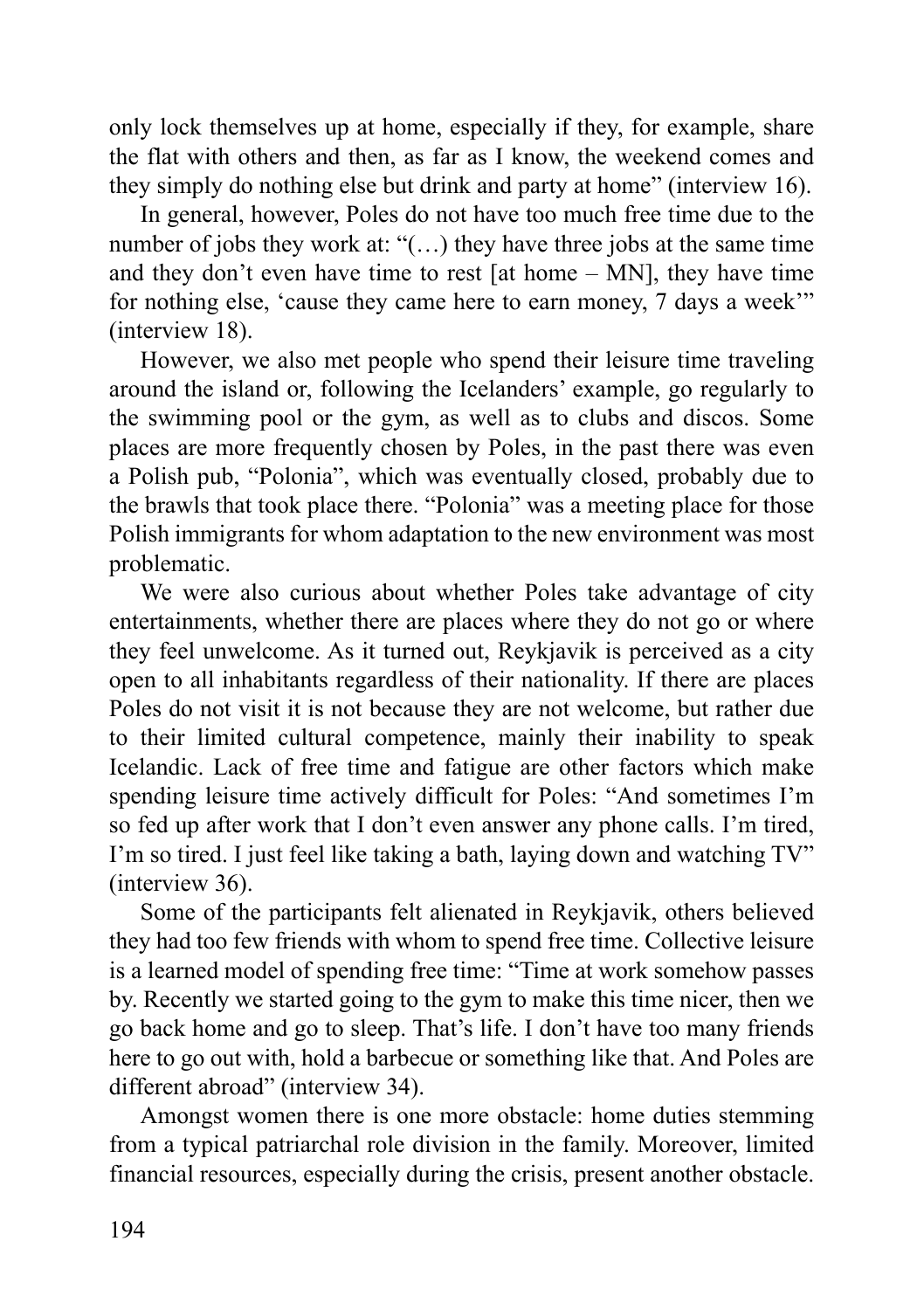only lock themselves up at home, especially if they, for example, share the flat with others and then, as far as I know, the weekend comes and they simply do nothing else but drink and party at home" (interview 16).

In general, however, Poles do not have too much free time due to the number of jobs they work at: "(…) they have three jobs at the same time and they don't even have time to rest [at home – MN], they have time for nothing else, 'cause they came here to earn money, 7 days a week'" (interview 18).

However, we also met people who spend their leisure time traveling around the island or, following the Icelanders' example, go regularly to the swimming pool or the gym, as well as to clubs and discos. Some places are more frequently chosen by Poles, in the past there was even a Polish pub, "Polonia", which was eventually closed, probably due to the brawls that took place there. "Polonia" was a meeting place for those Polish immigrants for whom adaptation to the new environment was most problematic.

We were also curious about whether Poles take advantage of city entertainments, whether there are places where they do not go or where they feel unwelcome. As it turned out, Reykjavik is perceived as a city open to all inhabitants regardless of their nationality. If there are places Poles do not visit it is not because they are not welcome, but rather due to their limited cultural competence, mainly their inability to speak Icelandic. Lack of free time and fatigue are other factors which make spending leisure time actively difficult for Poles: "And sometimes I'm so fed up after work that I don't even answer any phone calls. I'm tired, I'm so tired. I just feel like taking a bath, laying down and watching TV" (interview 36).

Some of the participants felt alienated in Reykjavik, others believed they had too few friends with whom to spend free time. Collective leisure is a learned model of spending free time: "Time at work somehow passes by. Recently we started going to the gym to make this time nicer, then we go back home and go to sleep. That's life. I don't have too many friends here to go out with, hold a barbecue or something like that. And Poles are different abroad" (interview 34).

Amongst women there is one more obstacle: home duties stemming from a typical patriarchal role division in the family. Moreover, limited financial resources, especially during the crisis, present another obstacle.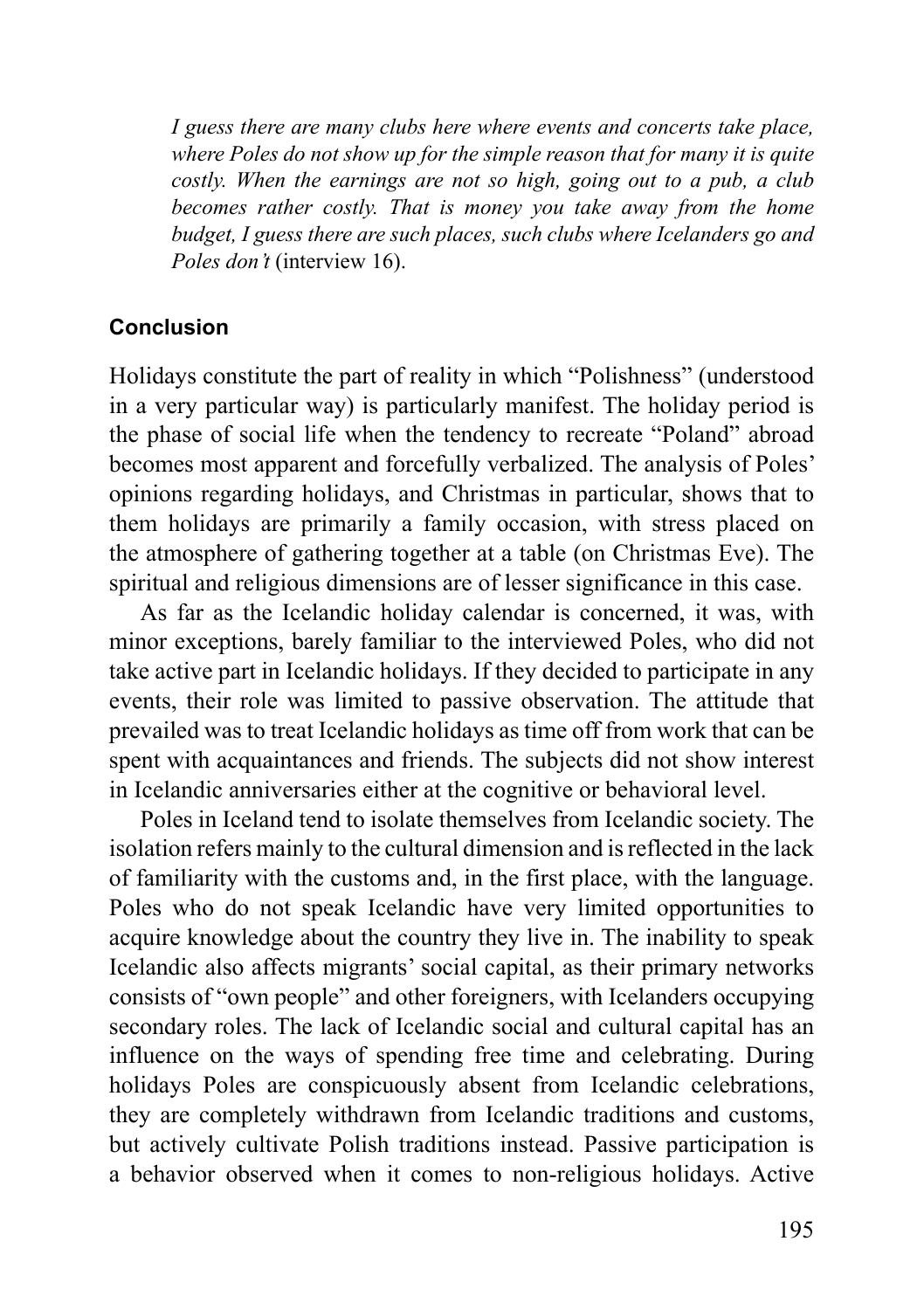> *I guess there are many clubs here where events and concerts take place, where Poles do not show up for the simple reason that for many it is quite costly. When the earnings are not so high, going out to a pub, a club becomes rather costly. That is money you take away from the home budget, I guess there are such places, such clubs where Icelanders go and Poles don't* (interview 16).

## Conclusion

Holidays constitute the part of reality in which "Polishness" (understood in a very particular way) is particularly manifest. The holiday period is the phase of social life when the tendency to recreate "Poland" abroad becomes most apparent and forcefully verbalized. The analysis of Poles' opinions regarding holidays, and Christmas in particular, shows that to them holidays are primarily a family occasion, with stress placed on the atmosphere of gathering together at a table (on Christmas Eve). The spiritual and religious dimensions are of lesser significance in this case.

As far as the Icelandic holiday calendar is concerned, it was, with minor exceptions, barely familiar to the interviewed Poles, who did not take active part in Icelandic holidays. If they decided to participate in any events, their role was limited to passive observation. The attitude that prevailed was to treat Icelandic holidays as time off from work that can be spent with acquaintances and friends. The subjects did not show interest in Icelandic anniversaries either at the cognitive or behavioral level.

Poles in Iceland tend to isolate themselves from Icelandic society. The isolation refers mainly to the cultural dimension and is reflected in the lack of familiarity with the customs and, in the first place, with the language. Poles who do not speak Icelandic have very limited opportunities to acquire knowledge about the country they live in. The inability to speak Icelandic also affects migrants' social capital, as their primary networks consists of "own people" and other foreigners, with Icelanders occupying secondary roles. The lack of Icelandic social and cultural capital has an influence on the ways of spending free time and celebrating. During holidays Poles are conspicuously absent from Icelandic celebrations, they are completely withdrawn from Icelandic traditions and customs, but actively cultivate Polish traditions instead. Passive participation is a behavior observed when it comes to non-religious holidays. Active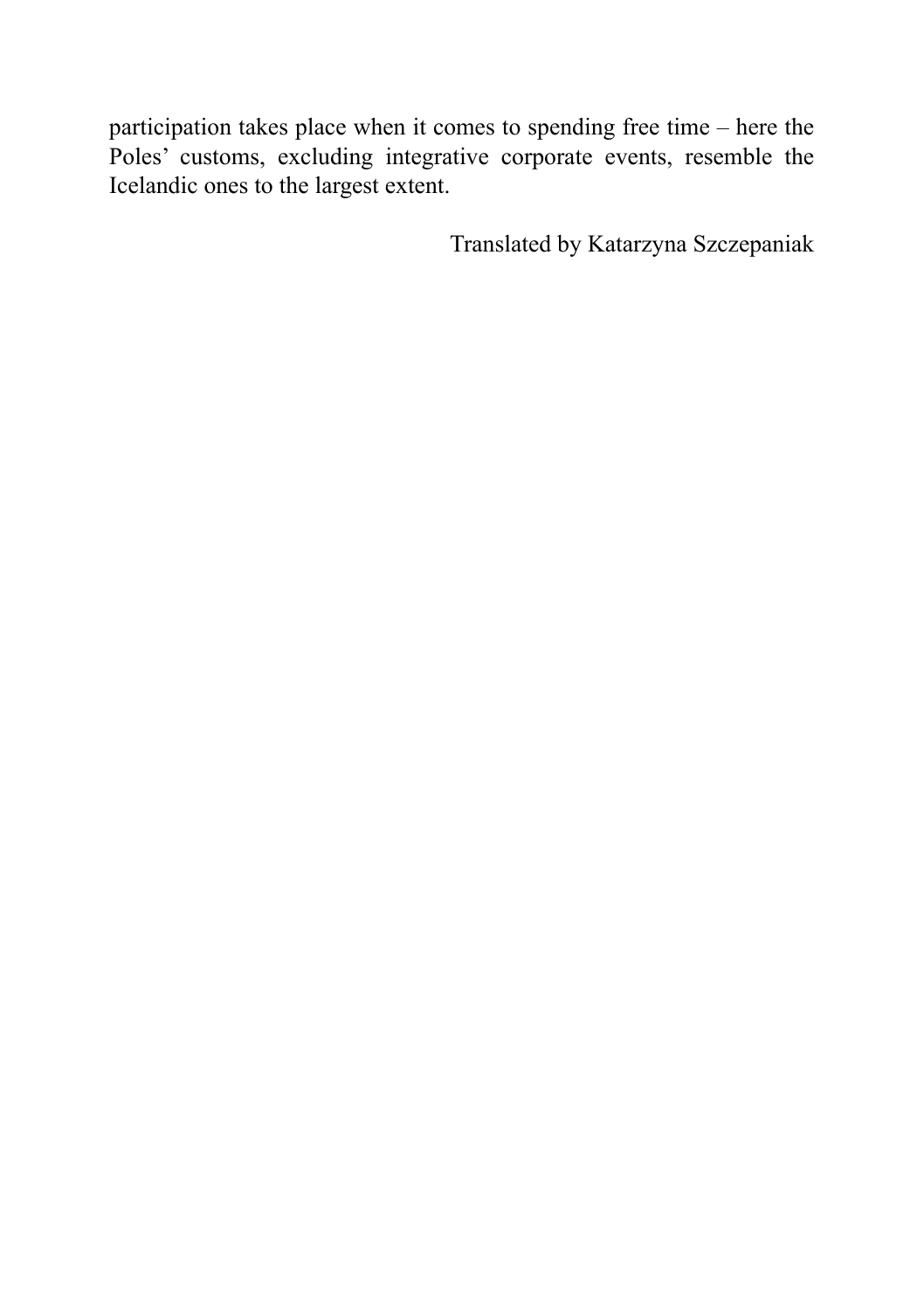participation takes place when it comes to spending free time – here the Poles' customs, excluding integrative corporate events, resemble the Icelandic ones to the largest extent.

Translated by Katarzyna Szczepaniak